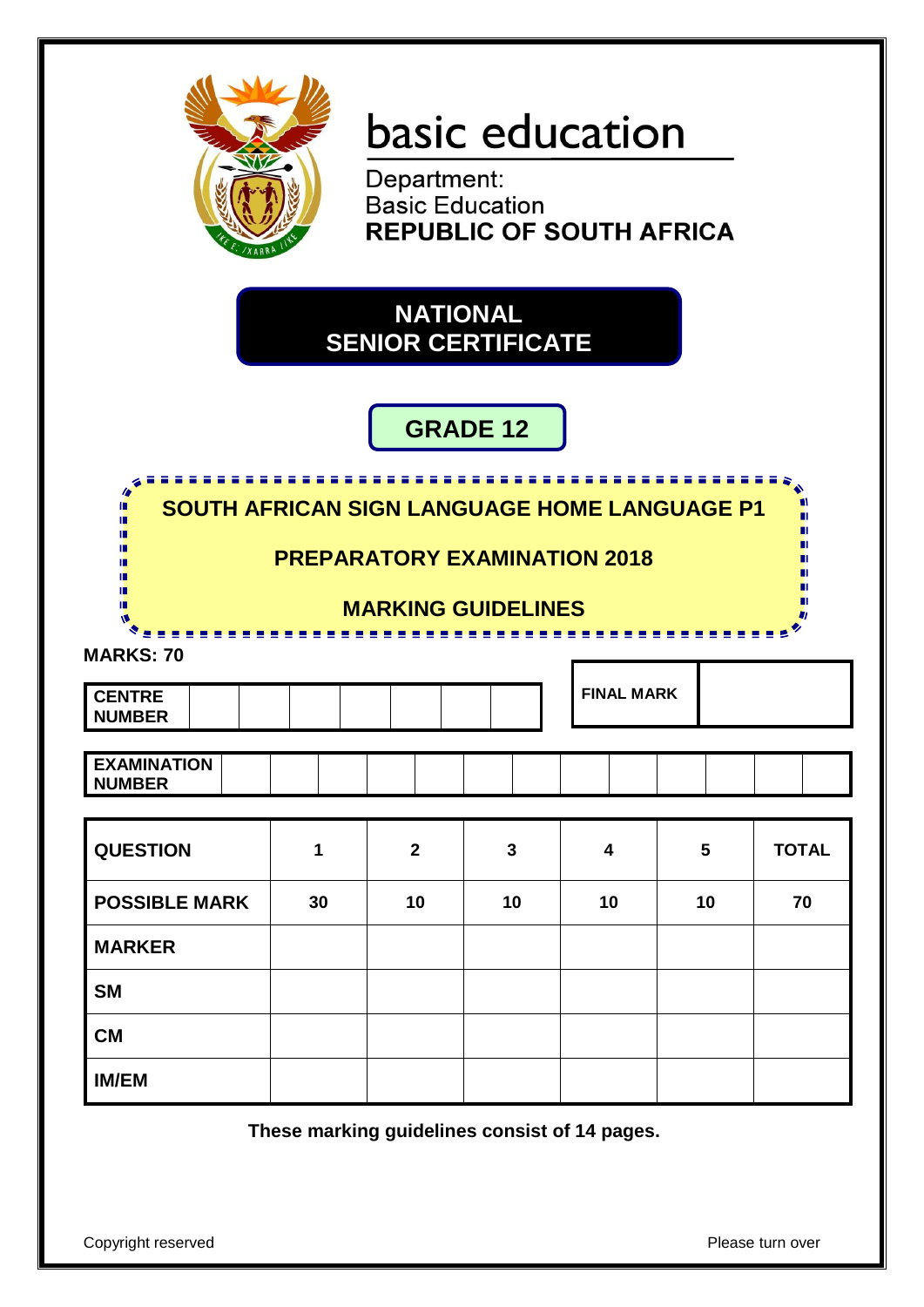basic education

Department:
Basic Education
**REPUBLIC OF SOUTH AFRICA**

# NATIONAL SENIOR CERTIFICATE

## GRADE 12

## SOUTH AFRICAN SIGN LANGUAGE HOME LANGUAGE P1

## PREPARATORY EXAMINATION 2018

## MARKING GUIDELINES

**MARKS: 70**

| CENTRE NUMBER | | | | | | | |
|---|---|---|---|---|---|---|---|

| FINAL MARK | |
|---|---|

| EXAMINATION NUMBER | | | | | | | | | | | | | |
|---|---|---|---|---|---|---|---|---|---|---|---|---|---|

| QUESTION | 1 | 2 | 3 | 4 | 5 | TOTAL |
|---|---|---|---|---|---|---|
| POSSIBLE MARK | 30 | 10 | 10 | 10 | 10 | 70 |
| MARKER | | | | | | |
| SM | | | | | | |
| CM | | | | | | |
| IM/EM | | | | | | |

**These marking guidelines consist of 14 pages.**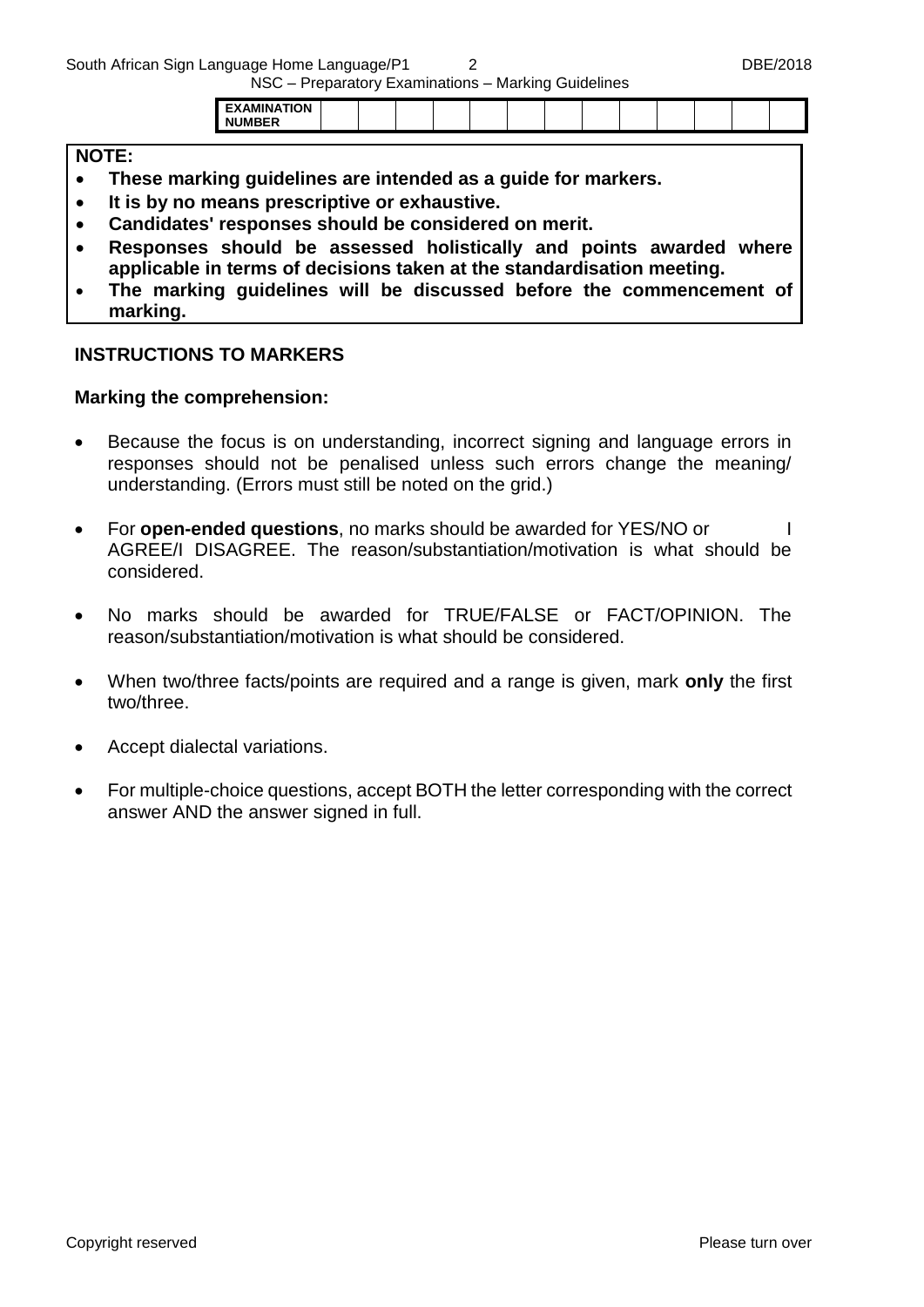| EXAMINATION NUMBER | | | | | | | | | | | | | |
|---|---|---|---|---|---|---|---|---|---|---|---|---|---|

**NOTE:**

- **These marking guidelines are intended as a guide for markers.**
- **It is by no means prescriptive or exhaustive.**
- **Candidates' responses should be considered on merit.**
- **Responses should be assessed holistically and points awarded where applicable in terms of decisions taken at the standardisation meeting.**
- **The marking guidelines will be discussed before the commencement of marking.**

## INSTRUCTIONS TO MARKERS

### Marking the comprehension:

- Because the focus is on understanding, incorrect signing and language errors in responses should not be penalised unless such errors change the meaning/ understanding. (Errors must still be noted on the grid.)
- For **open-ended questions**, no marks should be awarded for YES/NO or I AGREE/I DISAGREE. The reason/substantiation/motivation is what should be considered.
- No marks should be awarded for TRUE/FALSE or FACT/OPINION. The reason/substantiation/motivation is what should be considered.
- When two/three facts/points are required and a range is given, mark **only** the first two/three.
- Accept dialectal variations.
- For multiple-choice questions, accept BOTH the letter corresponding with the correct answer AND the answer signed in full.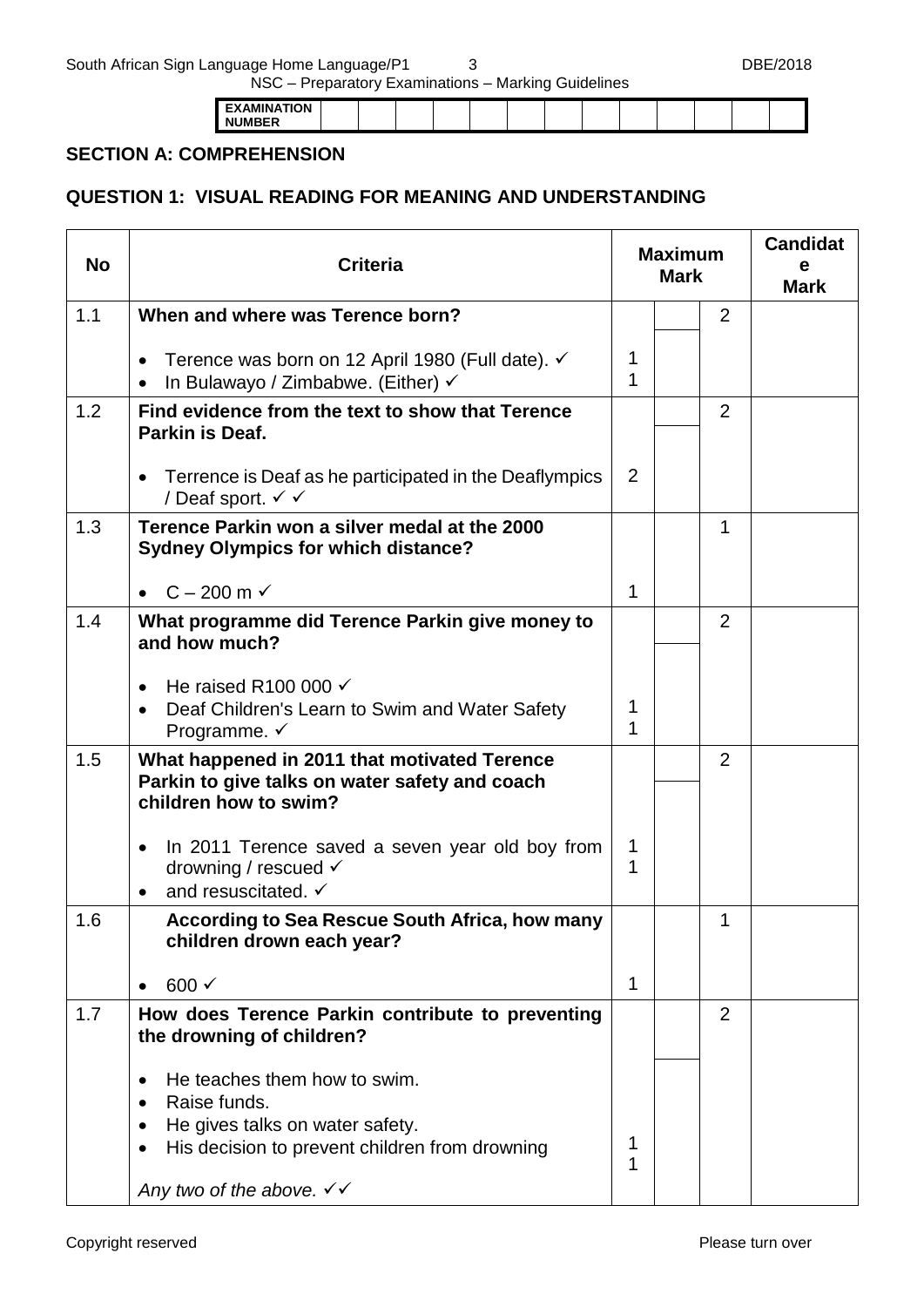| EXAMINATION NUMBER | | | | | | | | | | | | | |
|---|---|---|---|---|---|---|---|---|---|---|---|---|---|

## SECTION A: COMPREHENSION

## QUESTION 1: VISUAL READING FOR MEANING AND UNDERSTANDING

| No | Criteria | Maximum Mark | | | Candidate Mark |
|---|---|---|---|---|---|
| 1.1 | **When and where was Terence born?** | | | 2 | |
| | • Terence was born on 12 April 1980 (Full date). ✓<br>• In Bulawayo / Zimbabwe. (Either) ✓ | 1<br>1 | | | |
| 1.2 | **Find evidence from the text to show that Terence Parkin is Deaf.** | | | 2 | |
| | • Terrence is Deaf as he participated in the Deaflympics / Deaf sport. ✓ ✓ | 2 | | | |
| 1.3 | **Terence Parkin won a silver medal at the 2000 Sydney Olympics for which distance?** | | | 1 | |
| | • C – 200 m ✓ | 1 | | | |
| 1.4 | **What programme did Terence Parkin give money to and how much?** | | | 2 | |
| | • He raised R100 000 ✓<br>• Deaf Children's Learn to Swim and Water Safety Programme. ✓ | 1<br>1 | | | |
| 1.5 | **What happened in 2011 that motivated Terence Parkin to give talks on water safety and coach children how to swim?** | | | 2 | |
| | • In 2011 Terence saved a seven year old boy from drowning / rescued ✓<br>• and resuscitated. ✓ | 1<br>1 | | | |
| 1.6 | **According to Sea Rescue South Africa, how many children drown each year?** | | | 1 | |
| | • 600 ✓ | 1 | | | |
| 1.7 | **How does Terence Parkin contribute to preventing the drowning of children?** | | | 2 | |
| | • He teaches them how to swim.<br>• Raise funds.<br>• He gives talks on water safety.<br>• His decision to prevent children from drowning<br><br>*Any two of the above.* ✓✓ | 1<br>1 | | | |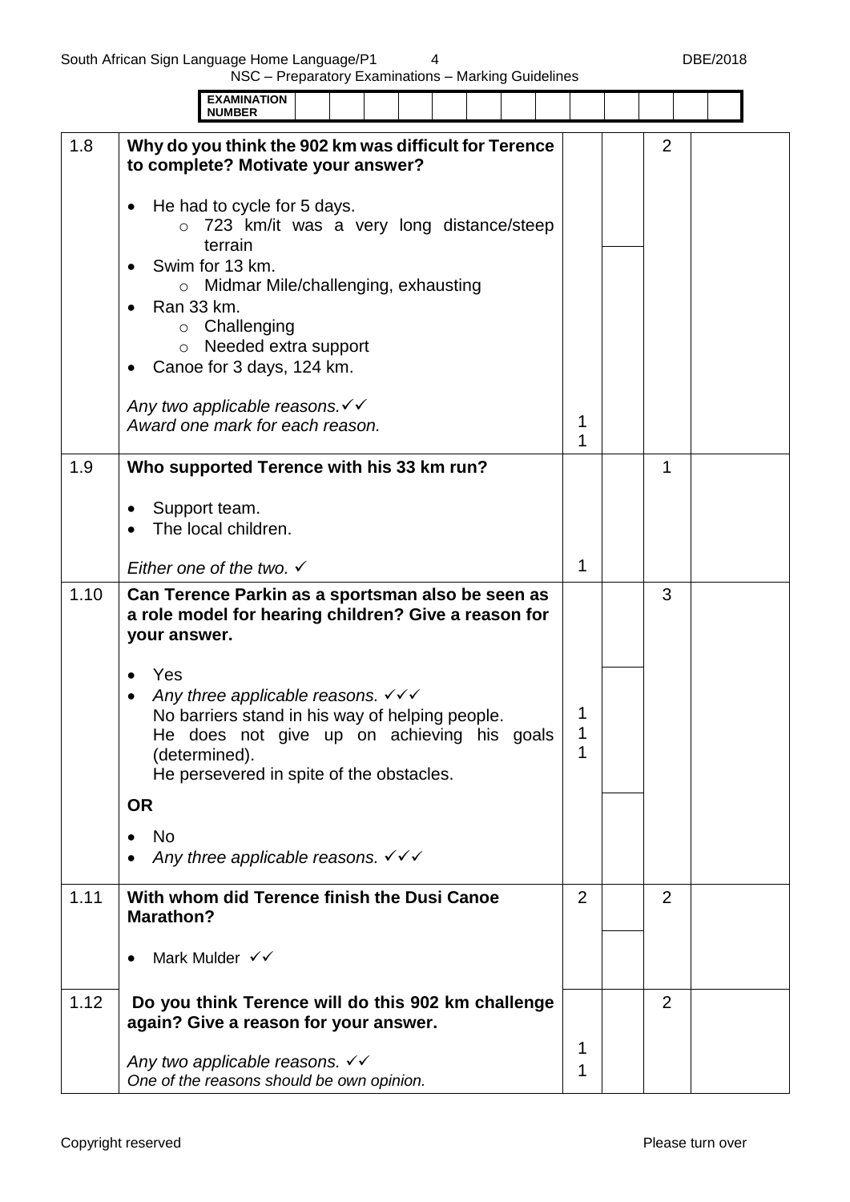| EXAMINATION NUMBER | | | | | | | | | | | | | |
|---|---|---|---|---|---|---|---|---|---|---|---|---|---|

| | | | | | |
|---|---|---|---|---|---|
| 1.8 | **Why do you think the 902 km was difficult for Terence to complete? Motivate your answer?**<br><br>• He had to cycle for 5 days.<br>  ○ 723 km/it was a very long distance/steep terrain<br>• Swim for 13 km.<br>  ○ Midmar Mile/challenging, exhausting<br>• Ran 33 km.<br>  ○ Challenging<br>  ○ Needed extra support<br>• Canoe for 3 days, 124 km.<br><br>*Any two applicable reasons.* ✓✓<br>*Award one mark for each reason.* | 1<br>1 | | 2 | |
| 1.9 | **Who supported Terence with his 33 km run?**<br><br>• Support team.<br>• The local children.<br><br>*Either one of the two.* ✓ | 1 | | 1 | |
| 1.10 | **Can Terence Parkin as a sportsman also be seen as a role model for hearing children? Give a reason for your answer.**<br><br>• Yes<br>• *Any three applicable reasons.* ✓✓✓<br>No barriers stand in his way of helping people.<br>He does not give up on achieving his goals (determined).<br>He persevered in spite of the obstacles.<br><br>**OR**<br><br>• No<br>• *Any three applicable reasons.* ✓✓✓ | 1<br>1<br>1 | | 3 | |
| 1.11 | **With whom did Terence finish the Dusi Canoe Marathon?**<br><br>• Mark Mulder ✓✓ | 2 | | 2 | |
| 1.12 | **Do you think Terence will do this 902 km challenge again? Give a reason for your answer.**<br><br>*Any two applicable reasons.* ✓✓<br>*One of the reasons should be own opinion.* | 1<br>1 | | 2 | |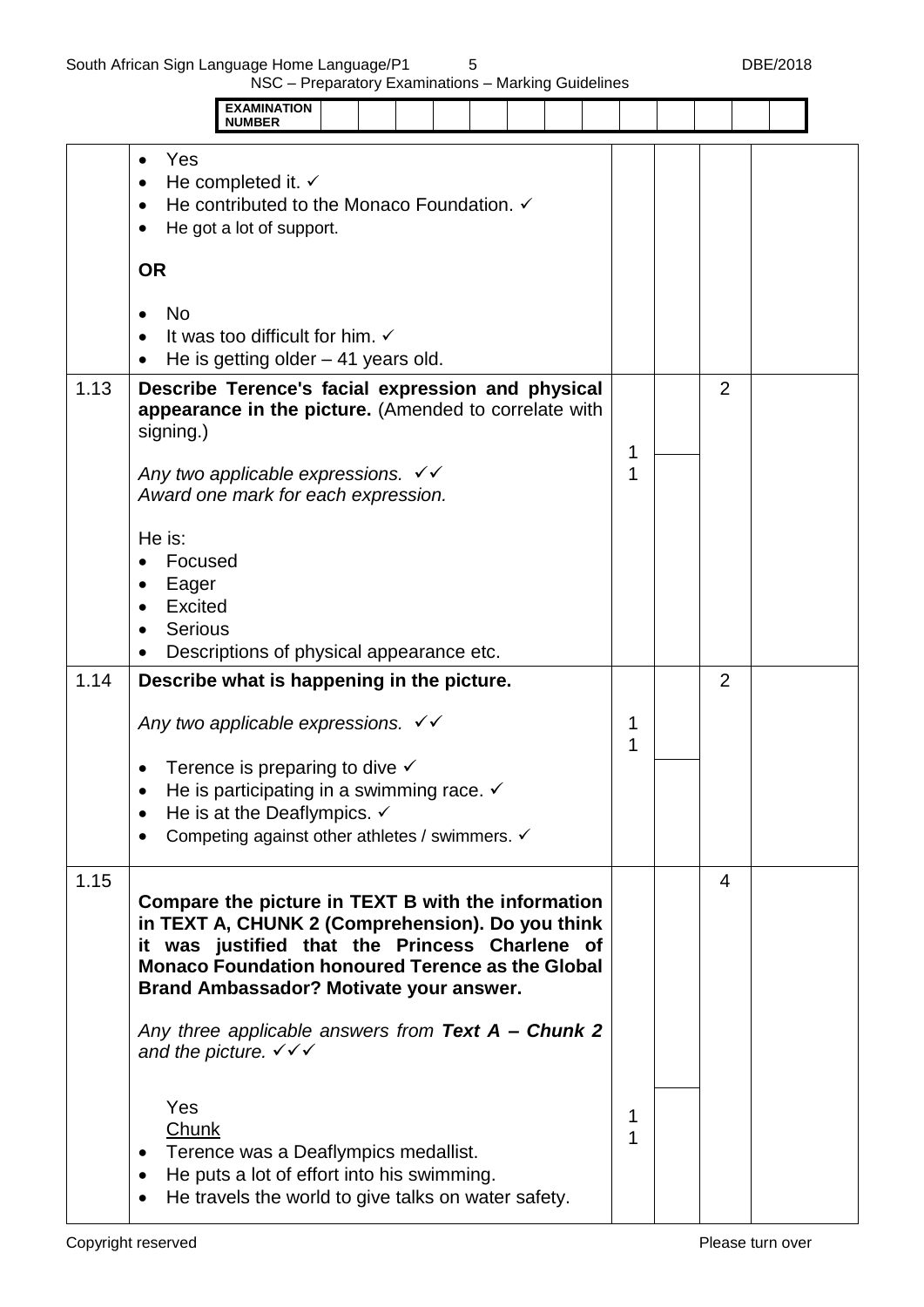| | | | | | |
|---|---|---|---|---|---|
| | • Yes<br>• He completed it. ✓<br>• He contributed to the Monaco Foundation. ✓<br>• He got a lot of support.<br><br>**OR**<br><br>• No<br>• It was too difficult for him. ✓<br>• He is getting older – 41 years old. | | | | |
| 1.13 | **Describe Terence's facial expression and physical appearance in the picture.** (Amended to correlate with signing.)<br><br>*Any two applicable expressions.* ✓✓<br>*Award one mark for each expression.*<br><br>He is:<br>• Focused<br>• Eager<br>• Excited<br>• Serious<br>• Descriptions of physical appearance etc. | 1<br>1 | | 2 | |
| 1.14 | **Describe what is happening in the picture.**<br><br>*Any two applicable expressions.* ✓✓<br><br>• Terence is preparing to dive ✓<br>• He is participating in a swimming race. ✓<br>• He is at the Deaflympics. ✓<br>• Competing against other athletes / swimmers. ✓ | 1<br>1 | | 2 | |
| 1.15 | **Compare the picture in TEXT B with the information in TEXT A, CHUNK 2 (Comprehension). Do you think it was justified that the Princess Charlene of Monaco Foundation honoured Terence as the Global Brand Ambassador? Motivate your answer.**<br><br>*Any three applicable answers from **Text A – Chunk 2** and the picture.* ✓✓✓<br><br>Yes<br><u>Chunk</u><br>• Terence was a Deaflympics medallist.<br>• He puts a lot of effort into his swimming.<br>• He travels the world to give talks on water safety. | 1<br>1 | | 4 | |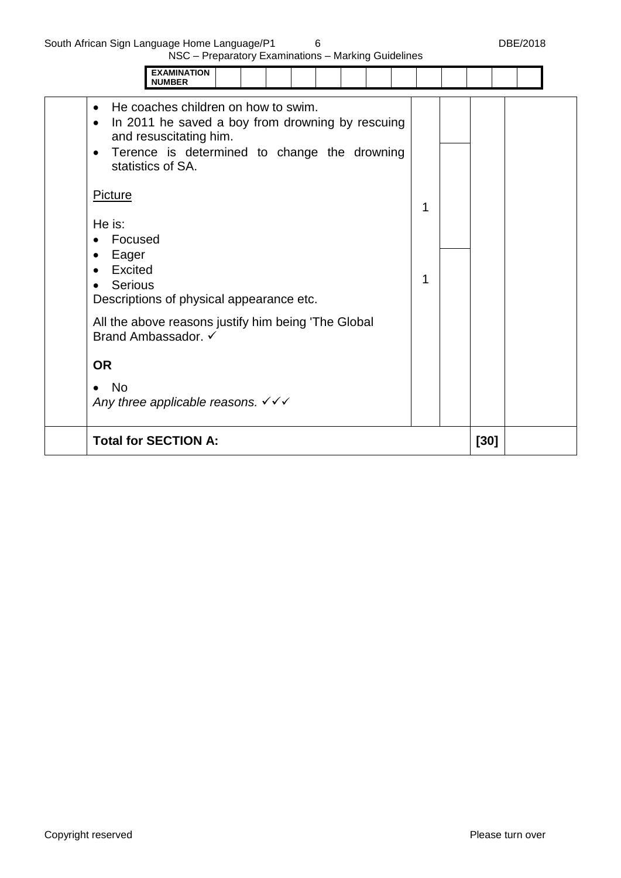| EXAMINATION NUMBER | | | | | | | | | | | | | |
|---|---|---|---|---|---|---|---|---|---|---|---|---|---|

| | Content | | | | |
|---|---|---|---|---|---|
| | • He coaches children on how to swim.<br>• In 2011 he saved a boy from drowning by rescuing and resuscitating him.<br>• Terence is determined to change the drowning statistics of SA.<br><br><u>Picture</u><br><br>He is:<br>• Focused<br>• Eager<br>• Excited<br>• Serious<br>Descriptions of physical appearance etc.<br><br>All the above reasons justify him being 'The Global Brand Ambassador. ✓<br><br>**OR**<br><br>• No<br>*Any three applicable reasons.* ✓✓✓ | 1<br><br>1 | | | |
| | **Total for SECTION A:** | | | **[30]** | |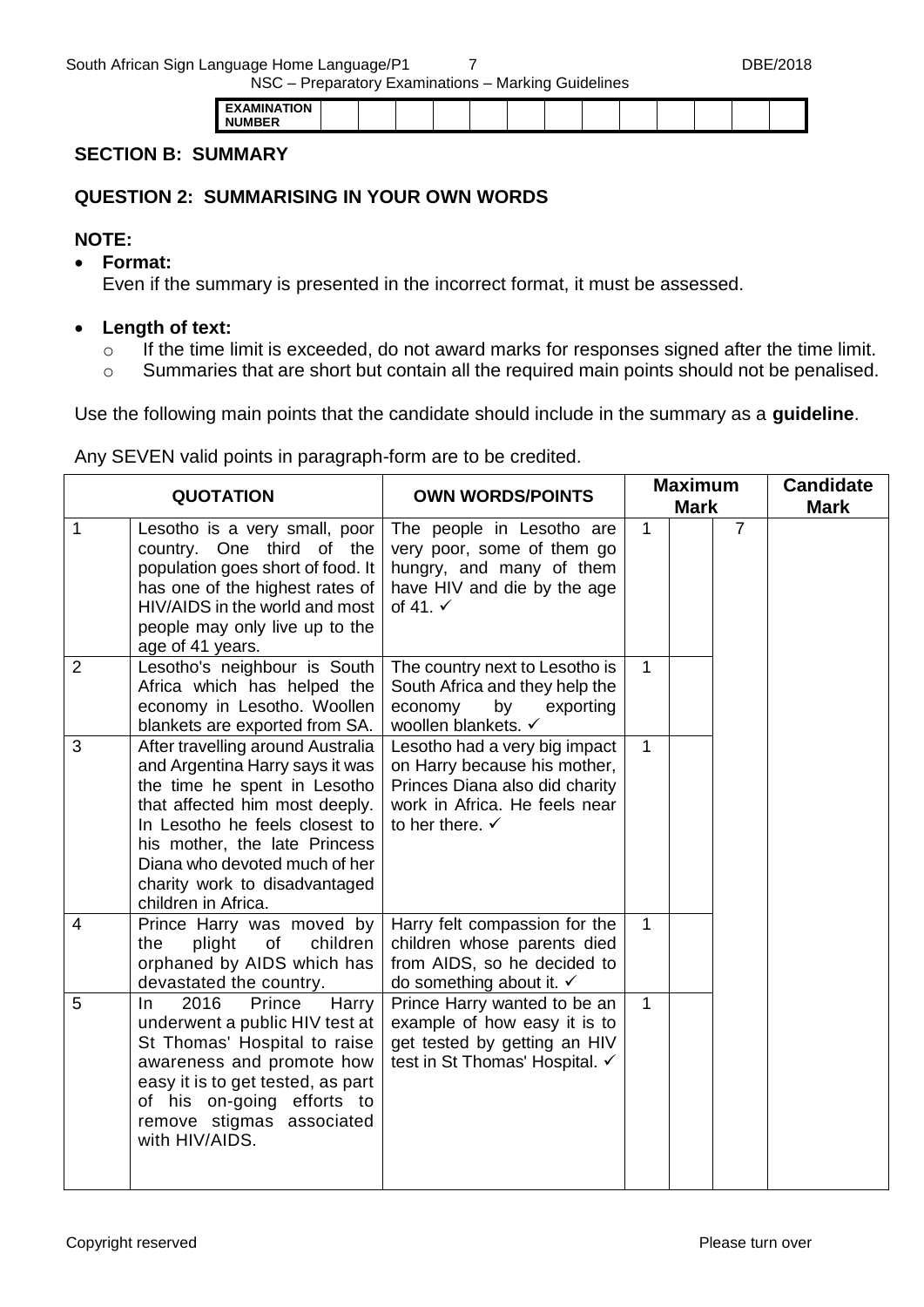| EXAMINATION NUMBER | | | | | | | | | | | | | |
|---|---|---|---|---|---|---|---|---|---|---|---|---|---|

## SECTION B: SUMMARY

## QUESTION 2: SUMMARISING IN YOUR OWN WORDS

**NOTE:**

- **Format:**
  Even if the summary is presented in the incorrect format, it must be assessed.

- **Length of text:**
  - If the time limit is exceeded, do not award marks for responses signed after the time limit.
  - Summaries that are short but contain all the required main points should not be penalised.

Use the following main points that the candidate should include in the summary as a **guideline**.

Any SEVEN valid points in paragraph-form are to be credited.

| | QUOTATION | OWN WORDS/POINTS | Maximum Mark | | | Candidate Mark |
|---|---|---|---|---|---|---|
| 1 | Lesotho is a very small, poor country. One third of the population goes short of food. It has one of the highest rates of HIV/AIDS in the world and most people may only live up to the age of 41 years. | The people in Lesotho are very poor, some of them go hungry, and many of them have HIV and die by the age of 41. ✓ | 1 | | 7 | |
| 2 | Lesotho's neighbour is South Africa which has helped the economy in Lesotho. Woollen blankets are exported from SA. | The country next to Lesotho is South Africa and they help the economy by exporting woollen blankets. ✓ | 1 | | | |
| 3 | After travelling around Australia and Argentina Harry says it was the time he spent in Lesotho that affected him most deeply. In Lesotho he feels closest to his mother, the late Princess Diana who devoted much of her charity work to disadvantaged children in Africa. | Lesotho had a very big impact on Harry because his mother, Princes Diana also did charity work in Africa. He feels near to her there. ✓ | 1 | | | |
| 4 | Prince Harry was moved by the plight of children orphaned by AIDS which has devastated the country. | Harry felt compassion for the children whose parents died from AIDS, so he decided to do something about it. ✓ | 1 | | | |
| 5 | In 2016 Prince Harry underwent a public HIV test at St Thomas' Hospital to raise awareness and promote how easy it is to get tested, as part of his on-going efforts to remove stigmas associated with HIV/AIDS. | Prince Harry wanted to be an example of how easy it is to get tested by getting an HIV test in St Thomas' Hospital. ✓ | 1 | | | |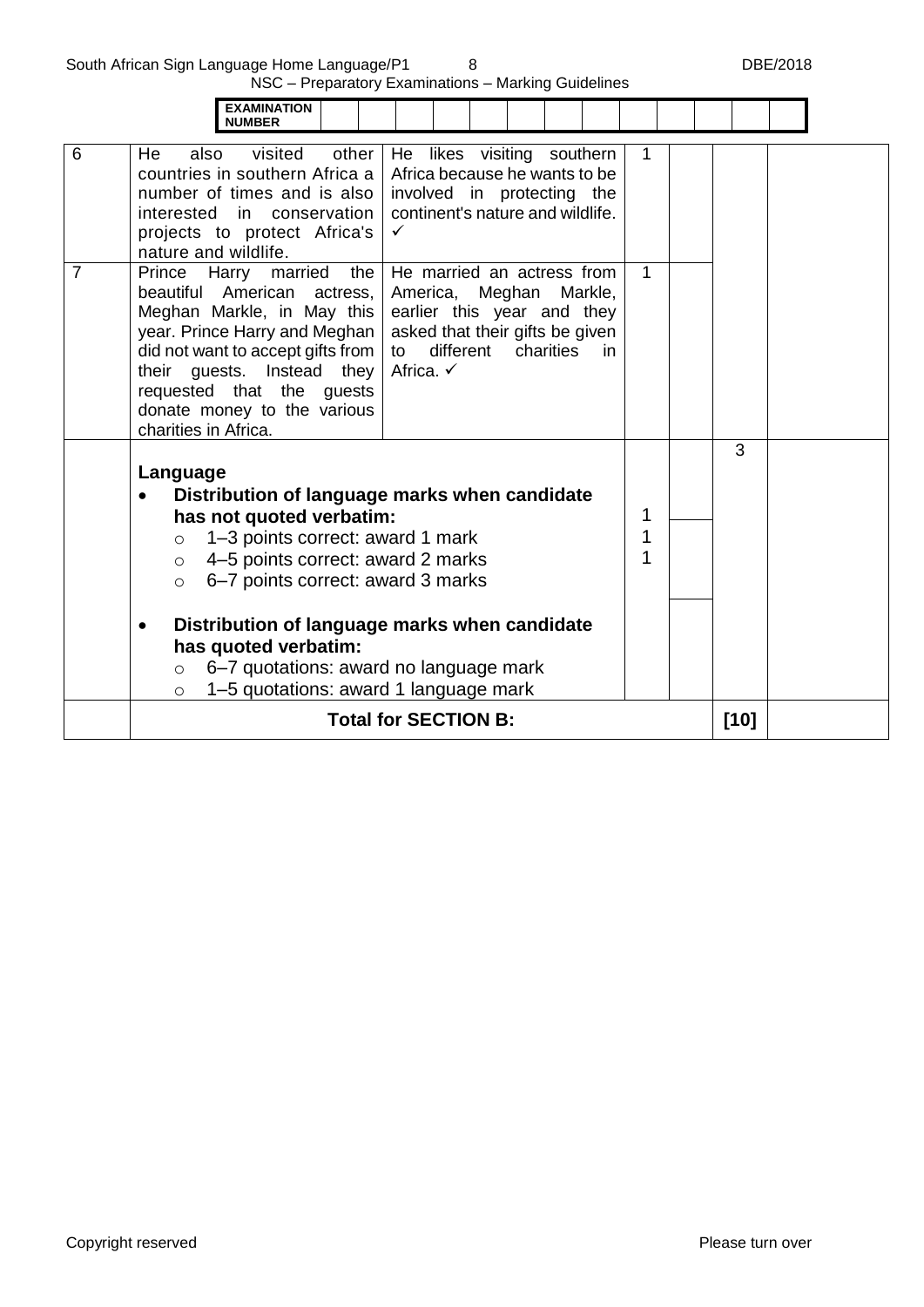| EXAMINATION NUMBER | | | | | | | | | | | | | | |
|---|---|---|---|---|---|---|---|---|---|---|---|---|---|---|

| | | | | | | |
|---|---|---|---|---|---|---|
| 6 | He also visited other countries in southern Africa a number of times and is also interested in conservation projects to protect Africa's nature and wildlife. | He likes visiting southern Africa because he wants to be involved in protecting the continent's nature and wildlife. ✓ | 1 | | | |
| 7 | Prince Harry married the beautiful American actress, Meghan Markle, in May this year. Prince Harry and Meghan did not want to accept gifts from their guests. Instead they requested that the guests donate money to the various charities in Africa. | He married an actress from America, Meghan Markle, earlier this year and they asked that their gifts be given to different charities in Africa. ✓ | 1 | | | |
| | **Language**<br>• **Distribution of language marks when candidate has not quoted verbatim:**<br>&nbsp;&nbsp;○ 1–3 points correct: award 1 mark<br>&nbsp;&nbsp;○ 4–5 points correct: award 2 marks<br>&nbsp;&nbsp;○ 6–7 points correct: award 3 marks<br><br>• **Distribution of language marks when candidate has quoted verbatim:**<br>&nbsp;&nbsp;○ 6–7 quotations: award no language mark<br>&nbsp;&nbsp;○ 1–5 quotations: award 1 language mark | | 1<br>1<br>1 | | 3 | |
| | **Total for SECTION B:** | | | | **[10]** | |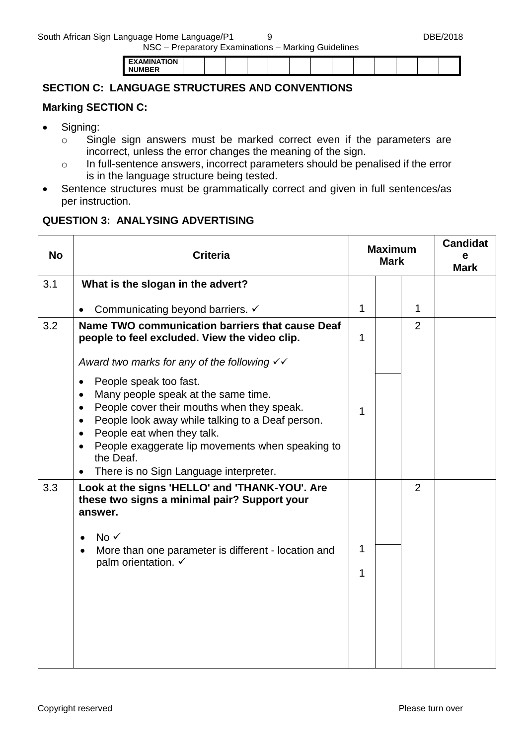| EXAMINATION NUMBER | | | | | | | | | | | | | |
|---|---|---|---|---|---|---|---|---|---|---|---|---|---|

## SECTION C: LANGUAGE STRUCTURES AND CONVENTIONS

**Marking SECTION C:**

- Signing:
  - Single sign answers must be marked correct even if the parameters are incorrect, unless the error changes the meaning of the sign.
  - In full-sentence answers, incorrect parameters should be penalised if the error is in the language structure being tested.
- Sentence structures must be grammatically correct and given in full sentences/as per instruction.

### QUESTION 3: ANALYSING ADVERTISING

| No | Criteria | Maximum Mark | | | Candidate Mark |
|---|---|---|---|---|---|
| 3.1 | **What is the slogan in the advert?**<br>• Communicating beyond barriers. ✓ | 1 | | 1 | |
| 3.2 | **Name TWO communication barriers that cause Deaf people to feel excluded. View the video clip.**<br>*Award two marks for any of the following ✓✓*<br>• People speak too fast.<br>• Many people speak at the same time.<br>• People cover their mouths when they speak.<br>• People look away while talking to a Deaf person.<br>• People eat when they talk.<br>• People exaggerate lip movements when speaking to the Deaf.<br>• There is no Sign Language interpreter. | 1<br>1 | | 2 | |
| 3.3 | **Look at the signs 'HELLO' and 'THANK-YOU'. Are these two signs a minimal pair? Support your answer.**<br>• No ✓<br>• More than one parameter is different - location and palm orientation. ✓ | 1<br>1 | | 2 | |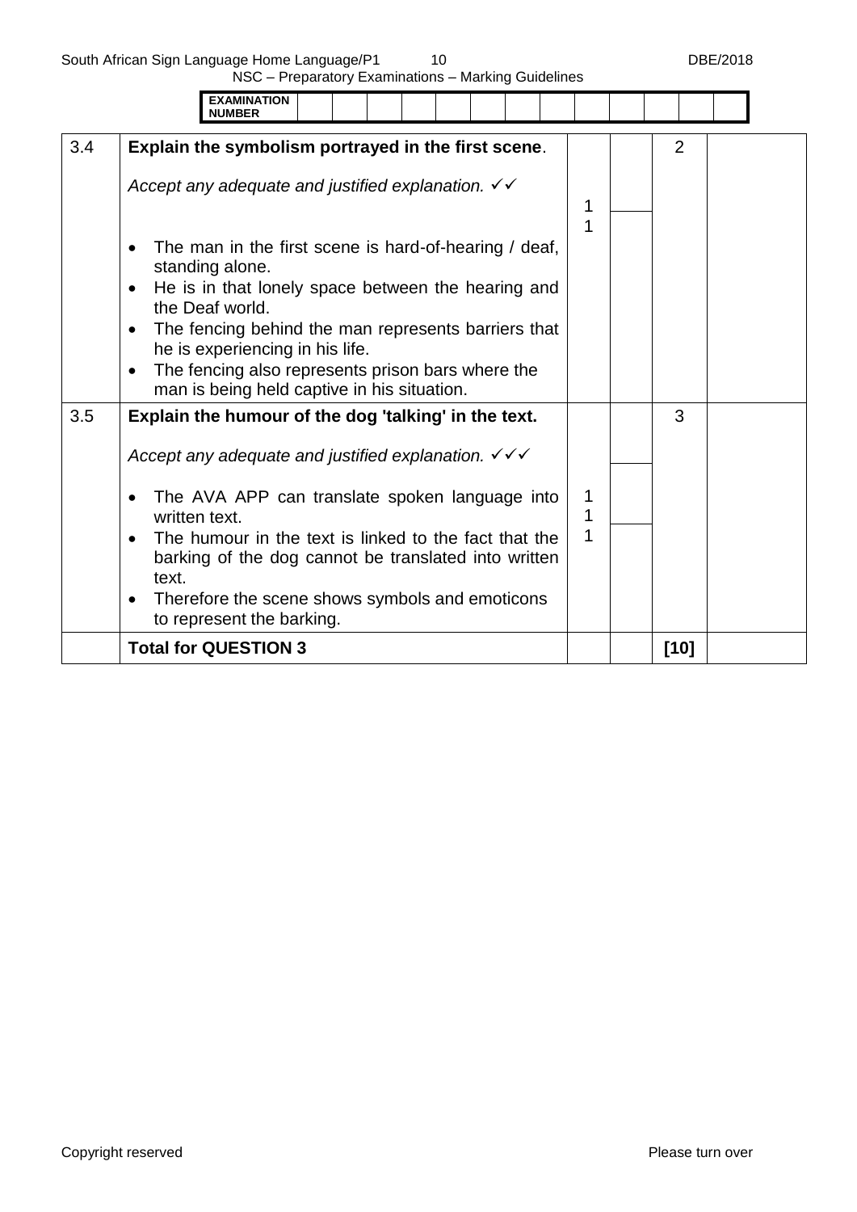| **EXAMINATION NUMBER** | | | | | | | | | | | | | |
|---|---|---|---|---|---|---|---|---|---|---|---|---|---|

| | | | | | |
|---|---|---|---|---|---|
| 3.4 | **Explain the symbolism portrayed in the first scene**.<br><br>*Accept any adequate and justified explanation.* ✓✓<br><br>• The man in the first scene is hard-of-hearing / deaf, standing alone.<br>• He is in that lonely space between the hearing and the Deaf world.<br>• The fencing behind the man represents barriers that he is experiencing in his life.<br>• The fencing also represents prison bars where the man is being held captive in his situation. | 1<br>1 | | 2 | |
| 3.5 | **Explain the humour of the dog 'talking' in the text.**<br><br>*Accept any adequate and justified explanation.* ✓✓✓<br><br>• The AVA APP can translate spoken language into written text.<br>• The humour in the text is linked to the fact that the barking of the dog cannot be translated into written text.<br>• Therefore the scene shows symbols and emoticons to represent the barking. | 1<br>1<br>1 | | 3 | |
| | **Total for QUESTION 3** | | | **[10]** | |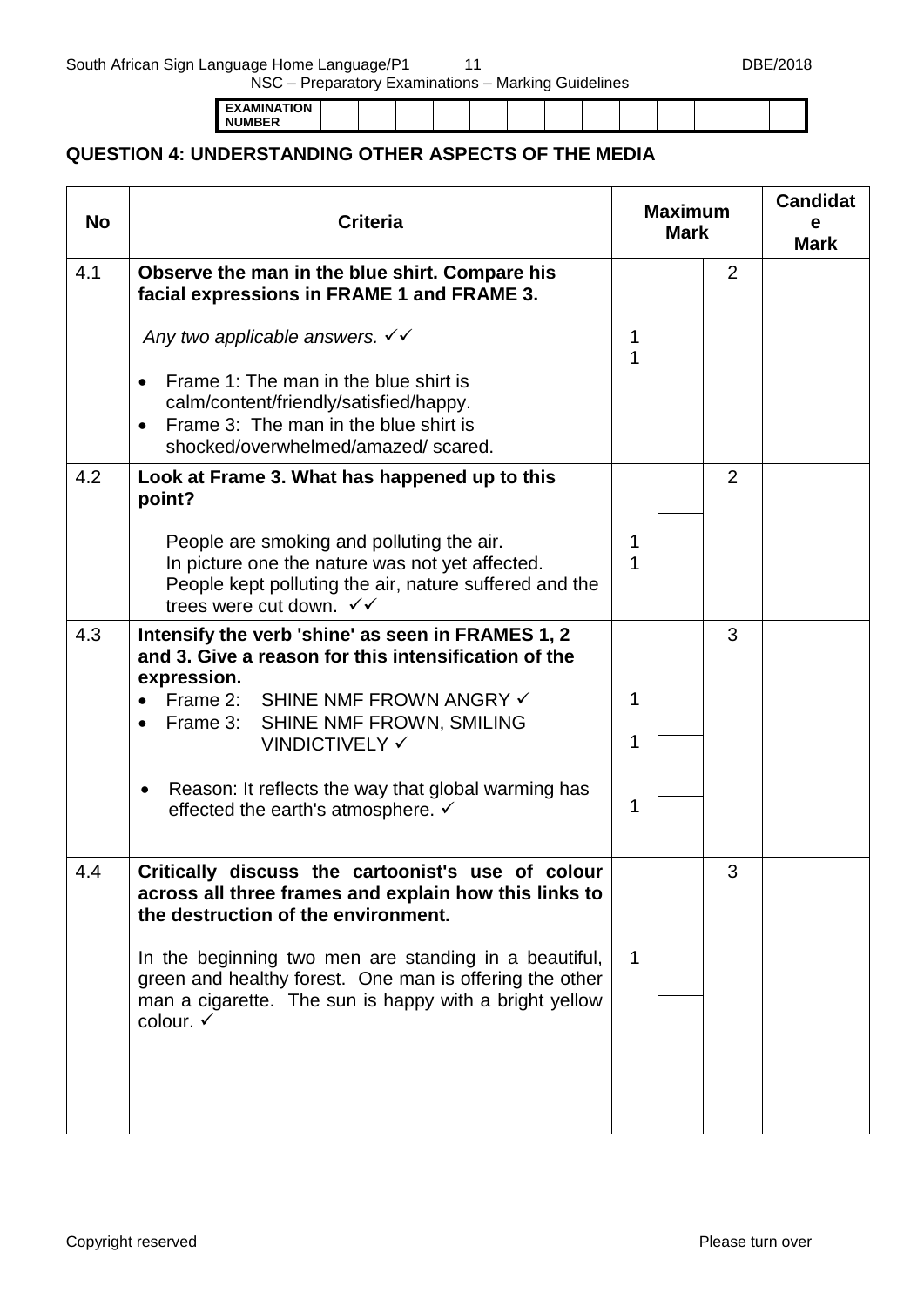| EXAMINATION NUMBER | | | | | | | | | | | | | |
|---|---|---|---|---|---|---|---|---|---|---|---|---|---|

## QUESTION 4: UNDERSTANDING OTHER ASPECTS OF THE MEDIA

| No | Criteria | Maximum Mark | | | Candidate Mark |
|---|---|---|---|---|---|
| 4.1 | **Observe the man in the blue shirt. Compare his facial expressions in FRAME 1 and FRAME 3.**<br><br>*Any two applicable answers.* ✓✓<br><br>• Frame 1: The man in the blue shirt is calm/content/friendly/satisfied/happy.<br>• Frame 3: The man in the blue shirt is shocked/overwhelmed/amazed/ scared. | 1<br>1 | | 2 | |
| 4.2 | **Look at Frame 3. What has happened up to this point?**<br><br>People are smoking and polluting the air.<br>In picture one the nature was not yet affected.<br>People kept polluting the air, nature suffered and the trees were cut down. ✓✓ | 1<br>1 | | 2 | |
| 4.3 | **Intensify the verb 'shine' as seen in FRAMES 1, 2 and 3. Give a reason for this intensification of the expression.**<br>• Frame 2: SHINE NMF FROWN ANGRY ✓<br>• Frame 3: SHINE NMF FROWN, SMILING VINDICTIVELY ✓<br><br>• Reason: It reflects the way that global warming has effected the earth's atmosphere. ✓ | 1<br>1<br><br>1 | | 3 | |
| 4.4 | **Critically discuss the cartoonist's use of colour across all three frames and explain how this links to the destruction of the environment.**<br><br>In the beginning two men are standing in a beautiful, green and healthy forest. One man is offering the other man a cigarette. The sun is happy with a bright yellow colour. ✓ | 1 | | 3 | |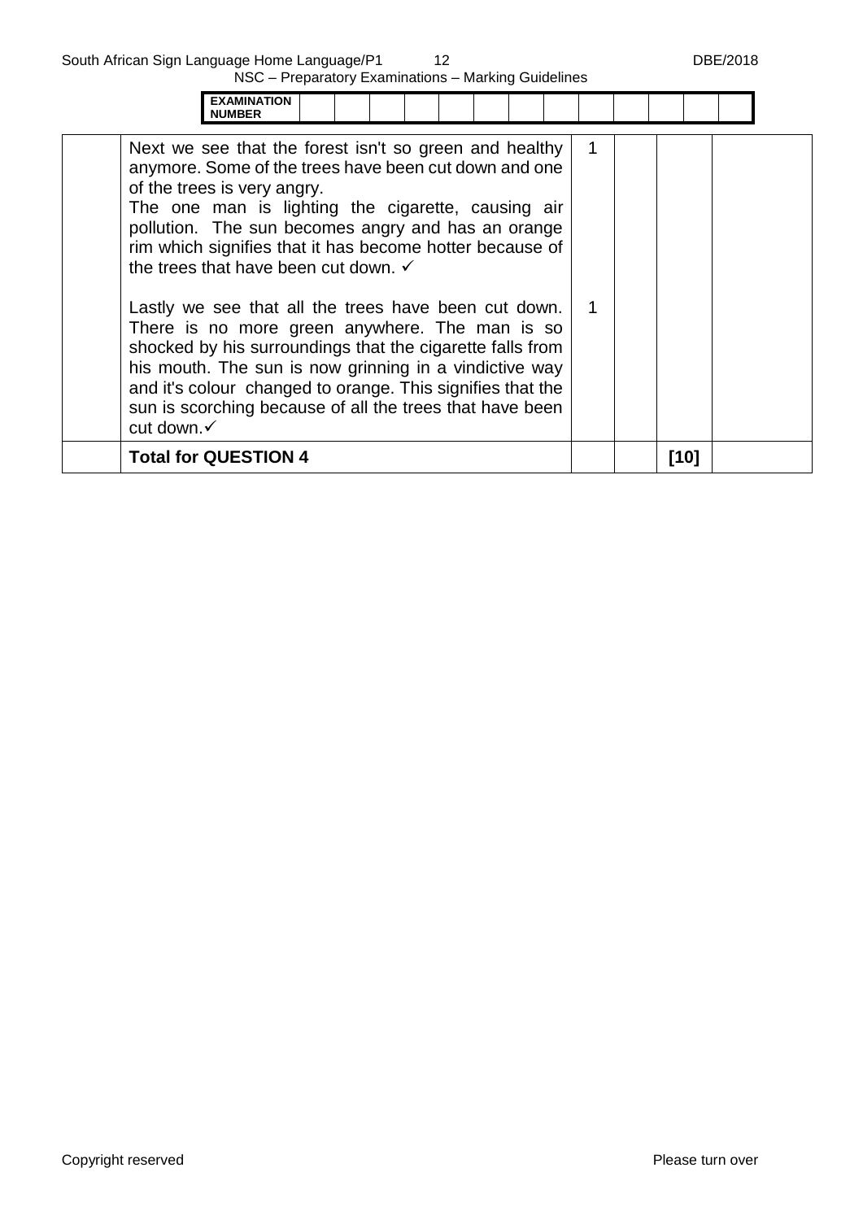| EXAMINATION NUMBER | | | | | | | | | | | | | |
|---|---|---|---|---|---|---|---|---|---|---|---|---|---|

| | | | | | |
|---|---|---|---|---|---|
| | Next we see that the forest isn't so green and healthy anymore. Some of the trees have been cut down and one of the trees is very angry.<br>The one man is lighting the cigarette, causing air pollution. The sun becomes angry and has an orange rim which signifies that it has become hotter because of the trees that have been cut down. ✓ | 1 | | | |
| | Lastly we see that all the trees have been cut down. There is no more green anywhere. The man is so shocked by his surroundings that the cigarette falls from his mouth. The sun is now grinning in a vindictive way and it's colour changed to orange. This signifies that the sun is scorching because of all the trees that have been cut down.✓ | 1 | | | |
| | **Total for QUESTION 4** | | | **[10]** | |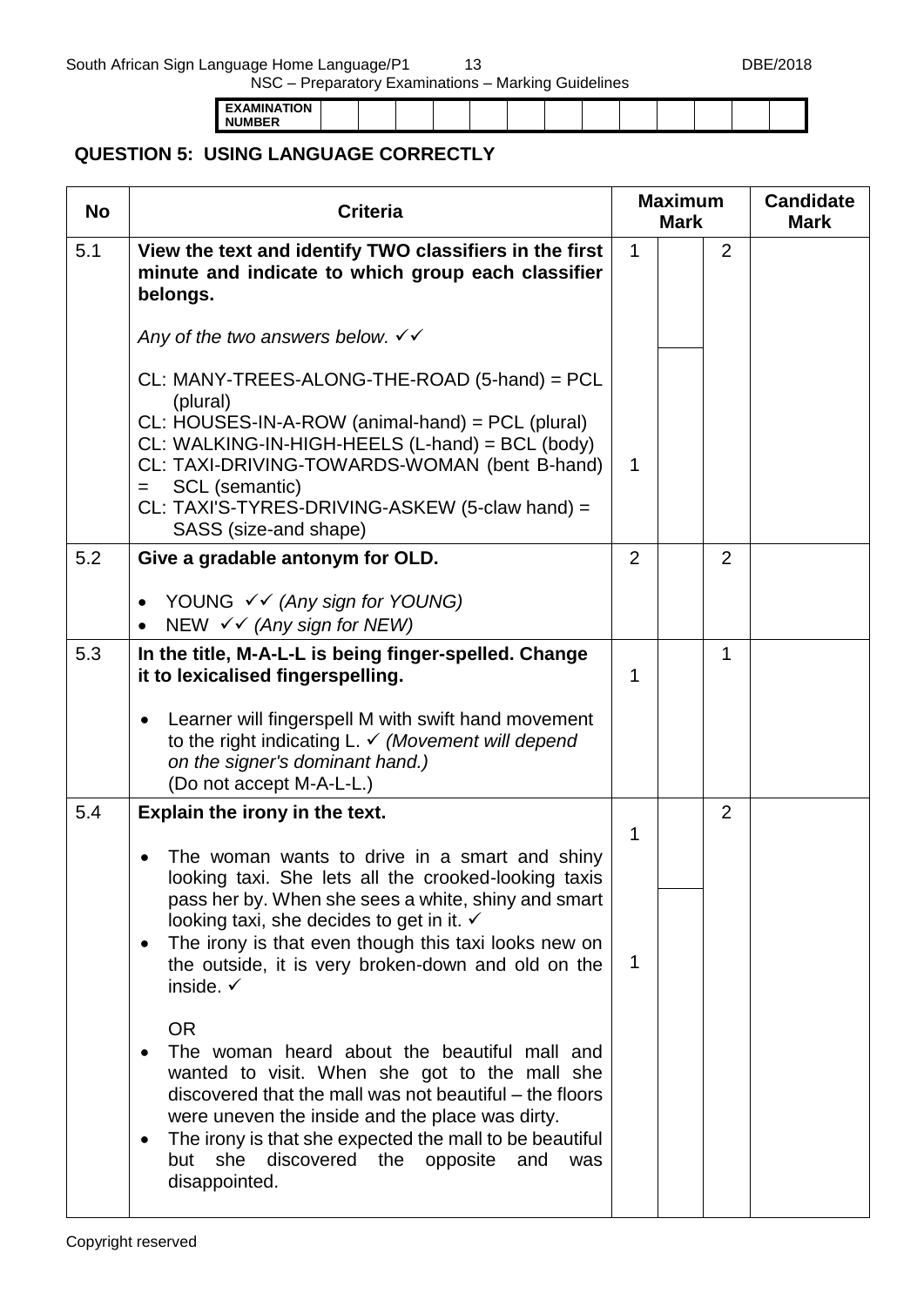| EXAMINATION NUMBER | | | | | | | | | | | | | |
|---|---|---|---|---|---|---|---|---|---|---|---|---|---|

## QUESTION 5: USING LANGUAGE CORRECTLY

| No | Criteria | Maximum Mark | | | Candidate Mark |
|---|---|---|---|---|---|
| 5.1 | **View the text and identify TWO classifiers in the first minute and indicate to which group each classifier belongs.**<br><br>*Any of the two answers below.* ✓✓<br><br>CL: MANY-TREES-ALONG-THE-ROAD (5-hand) = PCL (plural)<br>CL: HOUSES-IN-A-ROW (animal-hand) = PCL (plural)<br>CL: WALKING-IN-HIGH-HEELS (L-hand) = BCL (body)<br>CL: TAXI-DRIVING-TOWARDS-WOMAN (bent B-hand) = SCL (semantic)<br>CL: TAXI'S-TYRES-DRIVING-ASKEW (5-claw hand) = SASS (size-and shape) | 1<br><br>1 | | 2 | |
| 5.2 | **Give a gradable antonym for OLD.**<br><br>• YOUNG ✓✓ *(Any sign for YOUNG)*<br>• NEW ✓✓ *(Any sign for NEW)* | 2 | | 2 | |
| 5.3 | **In the title, M-A-L-L is being finger-spelled. Change it to lexicalised fingerspelling.**<br><br>• Learner will fingerspell M with swift hand movement to the right indicating L. ✓ *(Movement will depend on the signer's dominant hand.)* (Do not accept M-A-L-L.) | 1 | | 1 | |
| 5.4 | **Explain the irony in the text.**<br><br>• The woman wants to drive in a smart and shiny looking taxi. She lets all the crooked-looking taxis pass her by. When she sees a white, shiny and smart looking taxi, she decides to get in it. ✓<br>• The irony is that even though this taxi looks new on the outside, it is very broken-down and old on the inside. ✓<br><br>OR<br><br>• The woman heard about the beautiful mall and wanted to visit. When she got to the mall she discovered that the mall was not beautiful – the floors were uneven the inside and the place was dirty.<br>• The irony is that she expected the mall to be beautiful but she discovered the opposite and was disappointed. | 1<br><br>1 | | 2 | |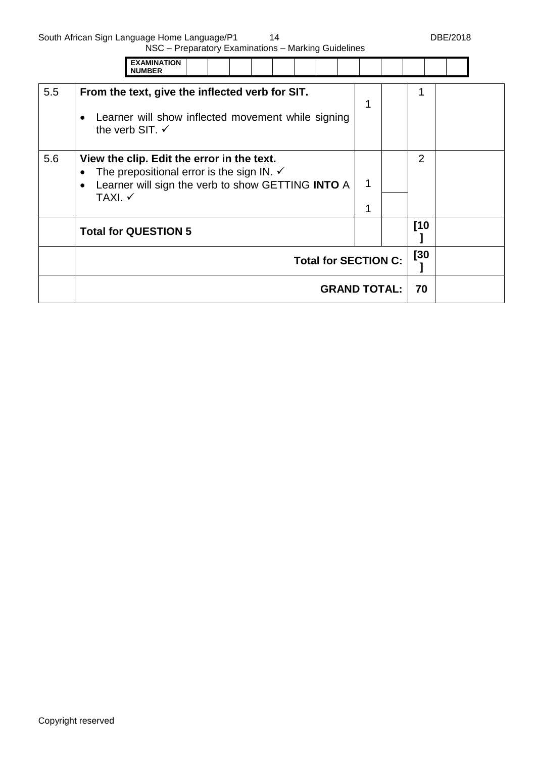| EXAMINATION NUMBER | | | | | | | | | | | | | |
|---|---|---|---|---|---|---|---|---|---|---|---|---|---|

| | | | | | |
|---|---|---|---|---|---|
| 5.5 | **From the text, give the inflected verb for SIT.**<br><br>• Learner will show inflected movement while signing the verb SIT. ✓ | 1 | | 1 | |
| 5.6 | **View the clip. Edit the error in the text.**<br>• The prepositional error is the sign IN. ✓<br>• Learner will sign the verb to show GETTING **INTO** A TAXI. ✓ | 1<br><br>1 | | 2 | |
| | **Total for QUESTION 5** | | | **[10]** | |
| | **Total for SECTION C:** | | | **[30]** | |
| | **GRAND TOTAL:** | | | **70** | |